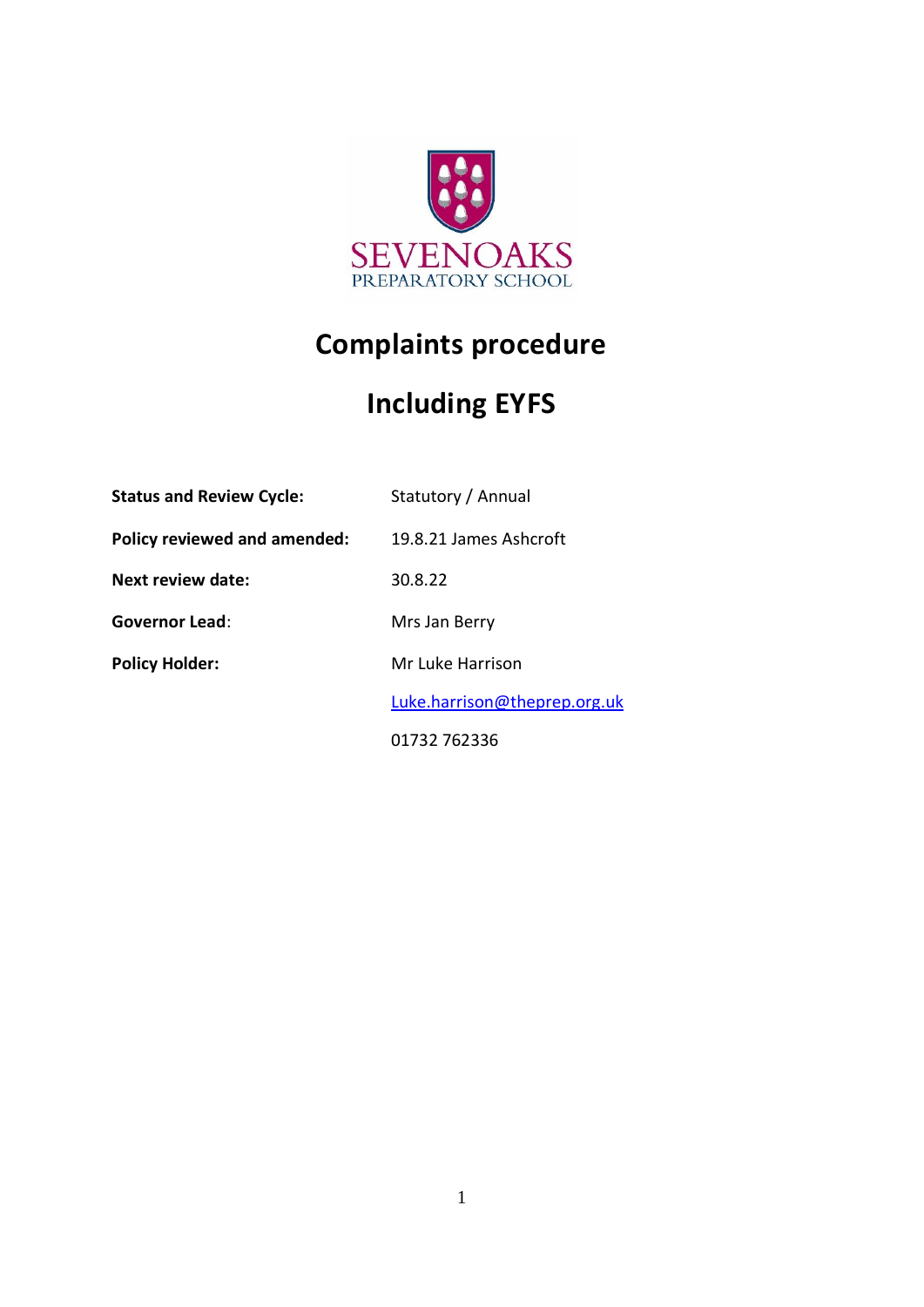SEVENOAKS
PREPARATORY SCHOOL

# Complaints procedure

# Including EYFS

| | |
|---|---|
| **Status and Review Cycle:** | Statutory / Annual |
| **Policy reviewed and amended:** | 19.8.21 James Ashcroft |
| **Next review date:** | 30.8.22 |
| **Governor Lead**: | Mrs Jan Berry |
| **Policy Holder:** | Mr Luke Harrison |
| | Luke.harrison@theprep.org.uk |
| | 01732 762336 |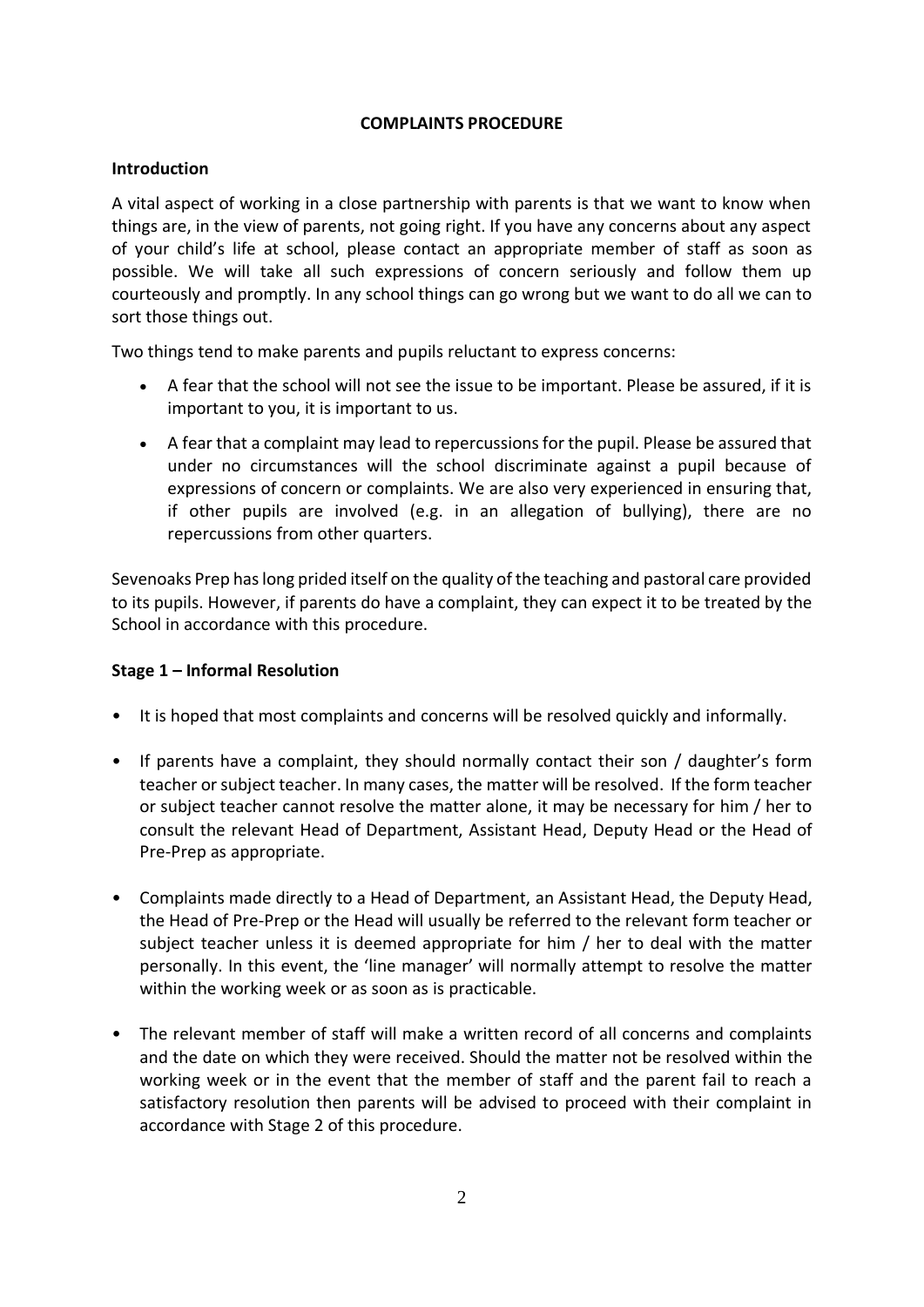# COMPLAINTS PROCEDURE

## Introduction

A vital aspect of working in a close partnership with parents is that we want to know when things are, in the view of parents, not going right. If you have any concerns about any aspect of your child's life at school, please contact an appropriate member of staff as soon as possible. We will take all such expressions of concern seriously and follow them up courteously and promptly. In any school things can go wrong but we want to do all we can to sort those things out.

Two things tend to make parents and pupils reluctant to express concerns:

- A fear that the school will not see the issue to be important. Please be assured, if it is important to you, it is important to us.
- A fear that a complaint may lead to repercussions for the pupil. Please be assured that under no circumstances will the school discriminate against a pupil because of expressions of concern or complaints. We are also very experienced in ensuring that, if other pupils are involved (e.g. in an allegation of bullying), there are no repercussions from other quarters.

Sevenoaks Prep has long prided itself on the quality of the teaching and pastoral care provided to its pupils. However, if parents do have a complaint, they can expect it to be treated by the School in accordance with this procedure.

## Stage 1 – Informal Resolution

- It is hoped that most complaints and concerns will be resolved quickly and informally.
- If parents have a complaint, they should normally contact their son / daughter's form teacher or subject teacher. In many cases, the matter will be resolved. If the form teacher or subject teacher cannot resolve the matter alone, it may be necessary for him / her to consult the relevant Head of Department, Assistant Head, Deputy Head or the Head of Pre-Prep as appropriate.
- Complaints made directly to a Head of Department, an Assistant Head, the Deputy Head, the Head of Pre-Prep or the Head will usually be referred to the relevant form teacher or subject teacher unless it is deemed appropriate for him / her to deal with the matter personally. In this event, the 'line manager' will normally attempt to resolve the matter within the working week or as soon as is practicable.
- The relevant member of staff will make a written record of all concerns and complaints and the date on which they were received. Should the matter not be resolved within the working week or in the event that the member of staff and the parent fail to reach a satisfactory resolution then parents will be advised to proceed with their complaint in accordance with Stage 2 of this procedure.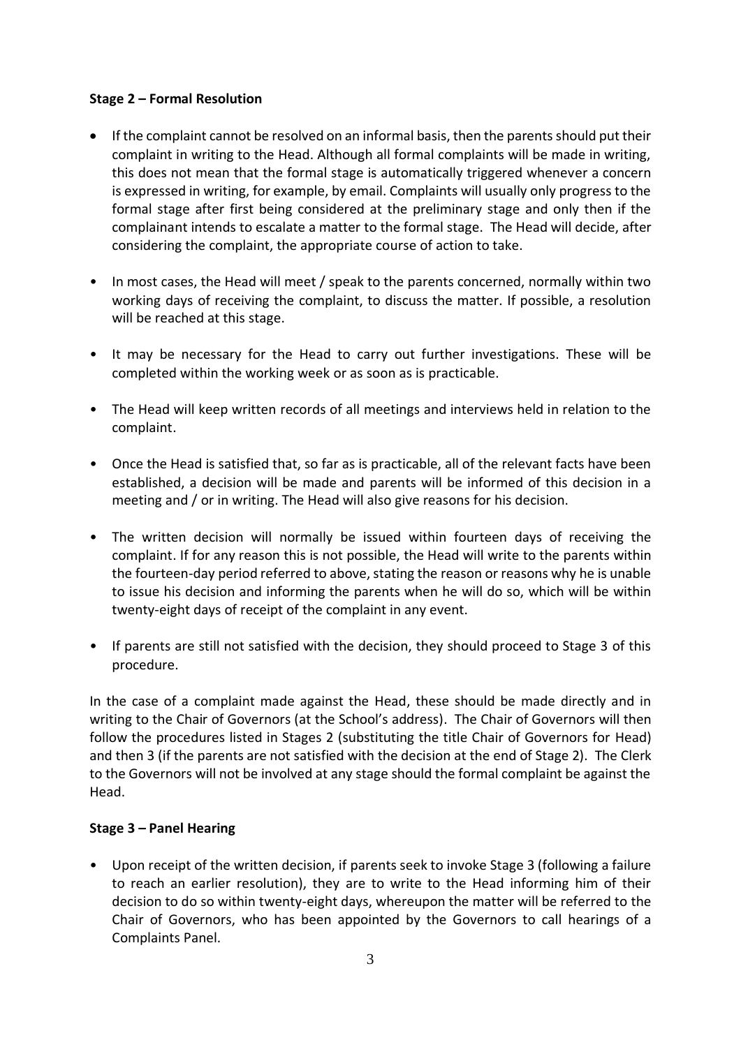**Stage 2 – Formal Resolution**

- If the complaint cannot be resolved on an informal basis, then the parents should put their complaint in writing to the Head. Although all formal complaints will be made in writing, this does not mean that the formal stage is automatically triggered whenever a concern is expressed in writing, for example, by email. Complaints will usually only progress to the formal stage after first being considered at the preliminary stage and only then if the complainant intends to escalate a matter to the formal stage. The Head will decide, after considering the complaint, the appropriate course of action to take.
- In most cases, the Head will meet / speak to the parents concerned, normally within two working days of receiving the complaint, to discuss the matter. If possible, a resolution will be reached at this stage.
- It may be necessary for the Head to carry out further investigations. These will be completed within the working week or as soon as is practicable.
- The Head will keep written records of all meetings and interviews held in relation to the complaint.
- Once the Head is satisfied that, so far as is practicable, all of the relevant facts have been established, a decision will be made and parents will be informed of this decision in a meeting and / or in writing. The Head will also give reasons for his decision.
- The written decision will normally be issued within fourteen days of receiving the complaint. If for any reason this is not possible, the Head will write to the parents within the fourteen-day period referred to above, stating the reason or reasons why he is unable to issue his decision and informing the parents when he will do so, which will be within twenty-eight days of receipt of the complaint in any event.
- If parents are still not satisfied with the decision, they should proceed to Stage 3 of this procedure.

In the case of a complaint made against the Head, these should be made directly and in writing to the Chair of Governors (at the School's address). The Chair of Governors will then follow the procedures listed in Stages 2 (substituting the title Chair of Governors for Head) and then 3 (if the parents are not satisfied with the decision at the end of Stage 2). The Clerk to the Governors will not be involved at any stage should the formal complaint be against the Head.

**Stage 3 – Panel Hearing**

- Upon receipt of the written decision, if parents seek to invoke Stage 3 (following a failure to reach an earlier resolution), they are to write to the Head informing him of their decision to do so within twenty-eight days, whereupon the matter will be referred to the Chair of Governors, who has been appointed by the Governors to call hearings of a Complaints Panel.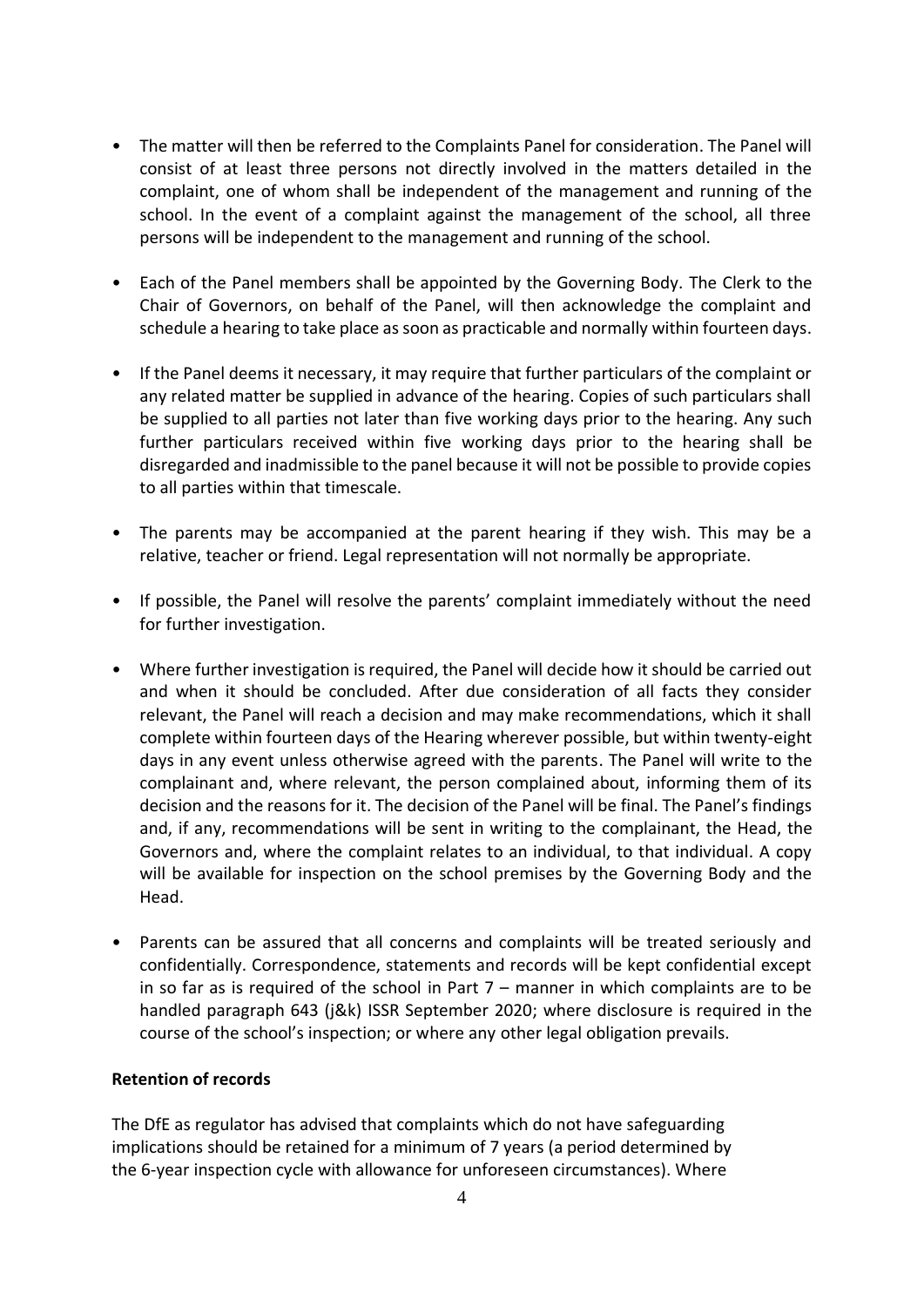- The matter will then be referred to the Complaints Panel for consideration. The Panel will consist of at least three persons not directly involved in the matters detailed in the complaint, one of whom shall be independent of the management and running of the school. In the event of a complaint against the management of the school, all three persons will be independent to the management and running of the school.

- Each of the Panel members shall be appointed by the Governing Body. The Clerk to the Chair of Governors, on behalf of the Panel, will then acknowledge the complaint and schedule a hearing to take place as soon as practicable and normally within fourteen days.

- If the Panel deems it necessary, it may require that further particulars of the complaint or any related matter be supplied in advance of the hearing. Copies of such particulars shall be supplied to all parties not later than five working days prior to the hearing. Any such further particulars received within five working days prior to the hearing shall be disregarded and inadmissible to the panel because it will not be possible to provide copies to all parties within that timescale.

- The parents may be accompanied at the parent hearing if they wish. This may be a relative, teacher or friend. Legal representation will not normally be appropriate.

- If possible, the Panel will resolve the parents' complaint immediately without the need for further investigation.

- Where further investigation is required, the Panel will decide how it should be carried out and when it should be concluded. After due consideration of all facts they consider relevant, the Panel will reach a decision and may make recommendations, which it shall complete within fourteen days of the Hearing wherever possible, but within twenty-eight days in any event unless otherwise agreed with the parents. The Panel will write to the complainant and, where relevant, the person complained about, informing them of its decision and the reasons for it. The decision of the Panel will be final. The Panel's findings and, if any, recommendations will be sent in writing to the complainant, the Head, the Governors and, where the complaint relates to an individual, to that individual. A copy will be available for inspection on the school premises by the Governing Body and the Head.

- Parents can be assured that all concerns and complaints will be treated seriously and confidentially. Correspondence, statements and records will be kept confidential except in so far as is required of the school in Part 7 – manner in which complaints are to be handled paragraph 643 (j&k) ISSR September 2020; where disclosure is required in the course of the school's inspection; or where any other legal obligation prevails.

**Retention of records**

The DfE as regulator has advised that complaints which do not have safeguarding implications should be retained for a minimum of 7 years (a period determined by the 6-year inspection cycle with allowance for unforeseen circumstances). Where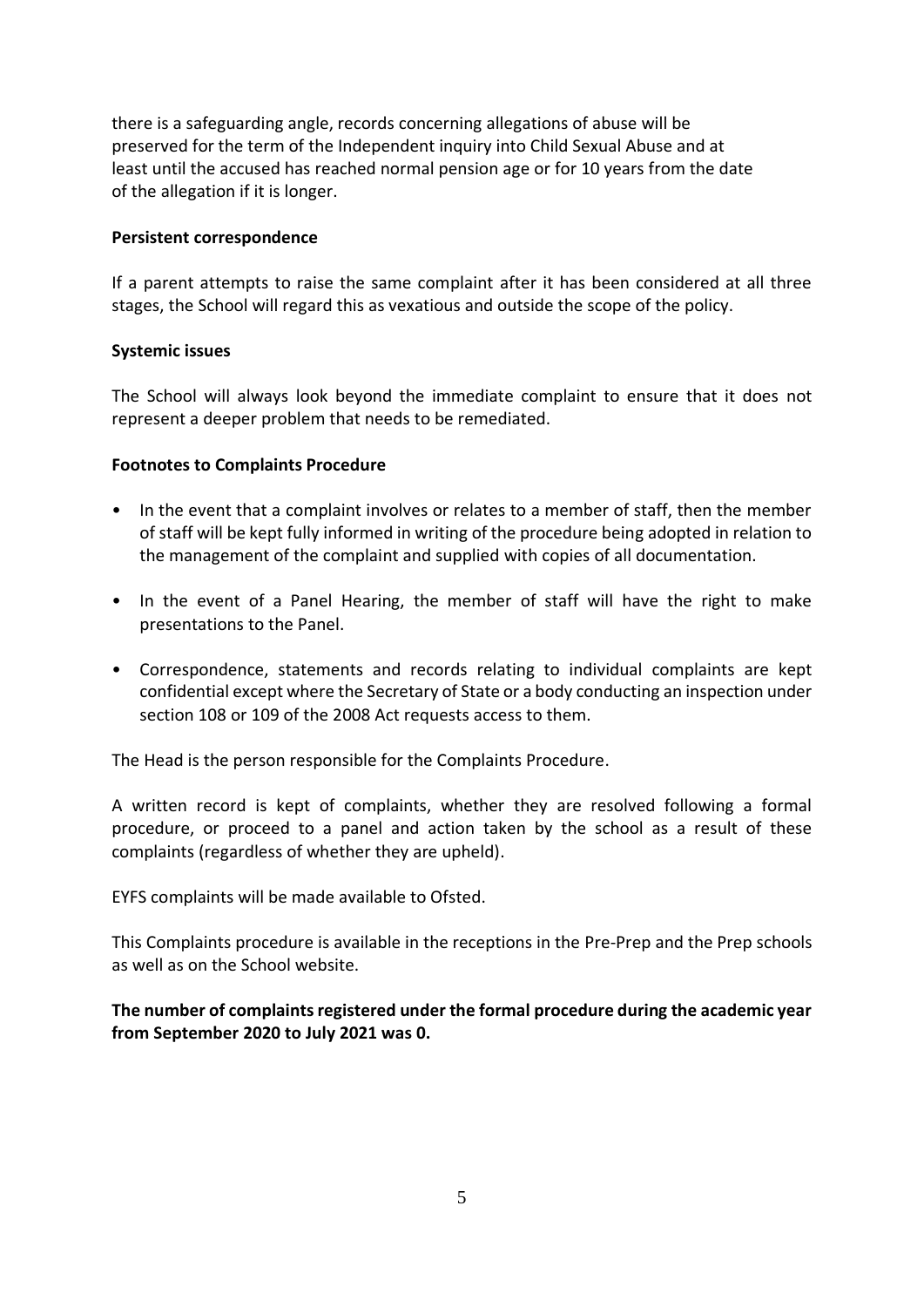there is a safeguarding angle, records concerning allegations of abuse will be preserved for the term of the Independent inquiry into Child Sexual Abuse and at least until the accused has reached normal pension age or for 10 years from the date of the allegation if it is longer.

**Persistent correspondence**

If a parent attempts to raise the same complaint after it has been considered at all three stages, the School will regard this as vexatious and outside the scope of the policy.

**Systemic issues**

The School will always look beyond the immediate complaint to ensure that it does not represent a deeper problem that needs to be remediated.

**Footnotes to Complaints Procedure**

- In the event that a complaint involves or relates to a member of staff, then the member of staff will be kept fully informed in writing of the procedure being adopted in relation to the management of the complaint and supplied with copies of all documentation.
- In the event of a Panel Hearing, the member of staff will have the right to make presentations to the Panel.
- Correspondence, statements and records relating to individual complaints are kept confidential except where the Secretary of State or a body conducting an inspection under section 108 or 109 of the 2008 Act requests access to them.

The Head is the person responsible for the Complaints Procedure.

A written record is kept of complaints, whether they are resolved following a formal procedure, or proceed to a panel and action taken by the school as a result of these complaints (regardless of whether they are upheld).

EYFS complaints will be made available to Ofsted.

This Complaints procedure is available in the receptions in the Pre-Prep and the Prep schools as well as on the School website.

**The number of complaints registered under the formal procedure during the academic year from September 2020 to July 2021 was 0.**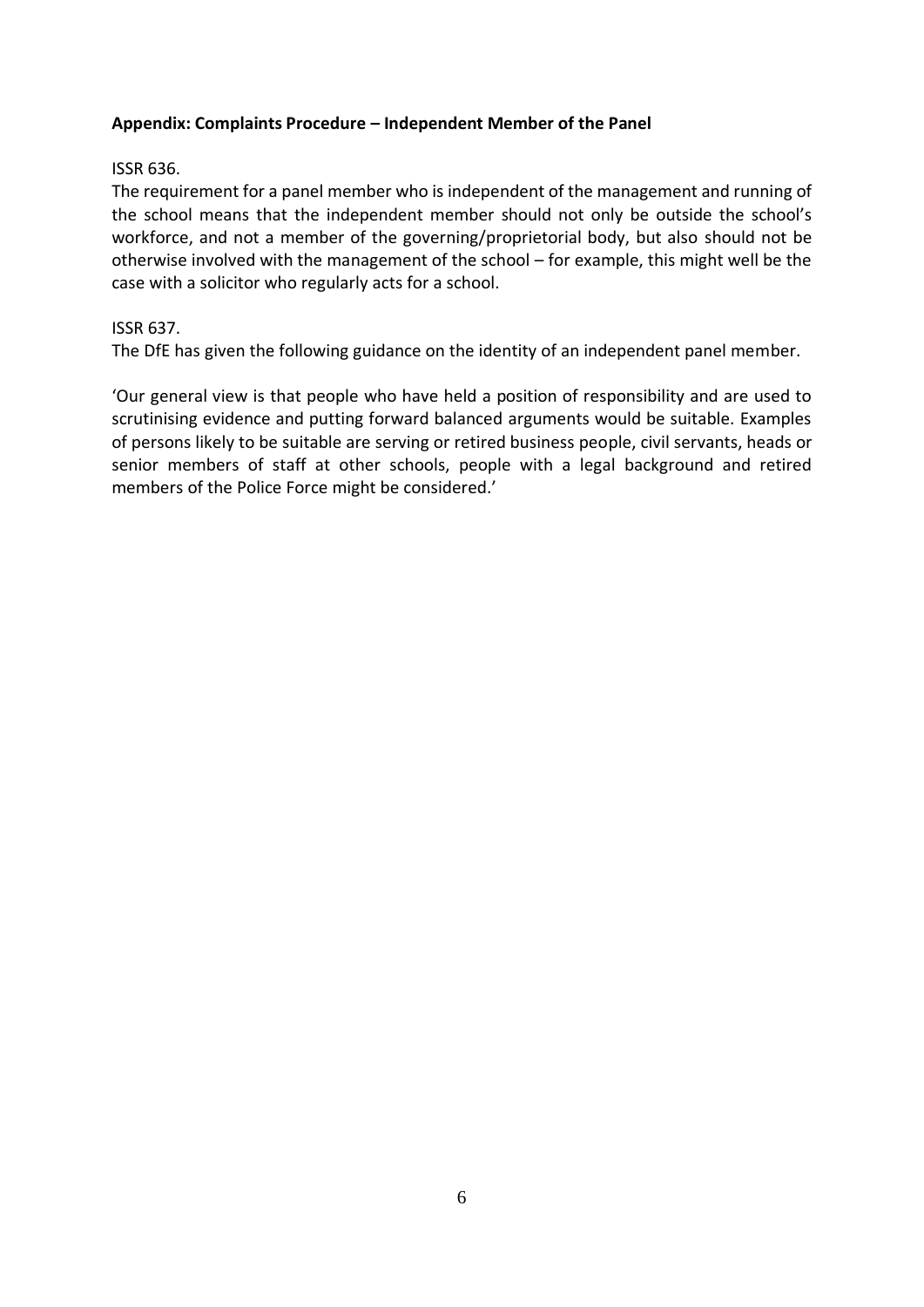**Appendix: Complaints Procedure – Independent Member of the Panel**

ISSR 636.

The requirement for a panel member who is independent of the management and running of the school means that the independent member should not only be outside the school's workforce, and not a member of the governing/proprietorial body, but also should not be otherwise involved with the management of the school – for example, this might well be the case with a solicitor who regularly acts for a school.

ISSR 637.

The DfE has given the following guidance on the identity of an independent panel member.

'Our general view is that people who have held a position of responsibility and are used to scrutinising evidence and putting forward balanced arguments would be suitable. Examples of persons likely to be suitable are serving or retired business people, civil servants, heads or senior members of staff at other schools, people with a legal background and retired members of the Police Force might be considered.'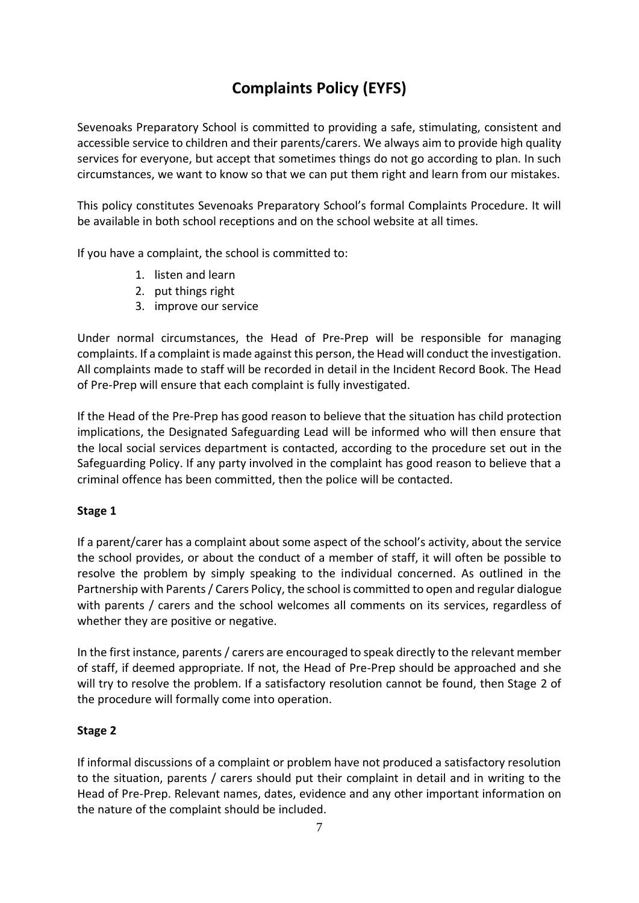# Complaints Policy (EYFS)

Sevenoaks Preparatory School is committed to providing a safe, stimulating, consistent and accessible service to children and their parents/carers. We always aim to provide high quality services for everyone, but accept that sometimes things do not go according to plan. In such circumstances, we want to know so that we can put them right and learn from our mistakes.

This policy constitutes Sevenoaks Preparatory School's formal Complaints Procedure. It will be available in both school receptions and on the school website at all times.

If you have a complaint, the school is committed to:

1. listen and learn
2. put things right
3. improve our service

Under normal circumstances, the Head of Pre-Prep will be responsible for managing complaints. If a complaint is made against this person, the Head will conduct the investigation. All complaints made to staff will be recorded in detail in the Incident Record Book. The Head of Pre-Prep will ensure that each complaint is fully investigated.

If the Head of the Pre-Prep has good reason to believe that the situation has child protection implications, the Designated Safeguarding Lead will be informed who will then ensure that the local social services department is contacted, according to the procedure set out in the Safeguarding Policy. If any party involved in the complaint has good reason to believe that a criminal offence has been committed, then the police will be contacted.

**Stage 1**

If a parent/carer has a complaint about some aspect of the school's activity, about the service the school provides, or about the conduct of a member of staff, it will often be possible to resolve the problem by simply speaking to the individual concerned. As outlined in the Partnership with Parents / Carers Policy, the school is committed to open and regular dialogue with parents / carers and the school welcomes all comments on its services, regardless of whether they are positive or negative.

In the first instance, parents / carers are encouraged to speak directly to the relevant member of staff, if deemed appropriate. If not, the Head of Pre-Prep should be approached and she will try to resolve the problem. If a satisfactory resolution cannot be found, then Stage 2 of the procedure will formally come into operation.

**Stage 2**

If informal discussions of a complaint or problem have not produced a satisfactory resolution to the situation, parents / carers should put their complaint in detail and in writing to the Head of Pre-Prep. Relevant names, dates, evidence and any other important information on the nature of the complaint should be included.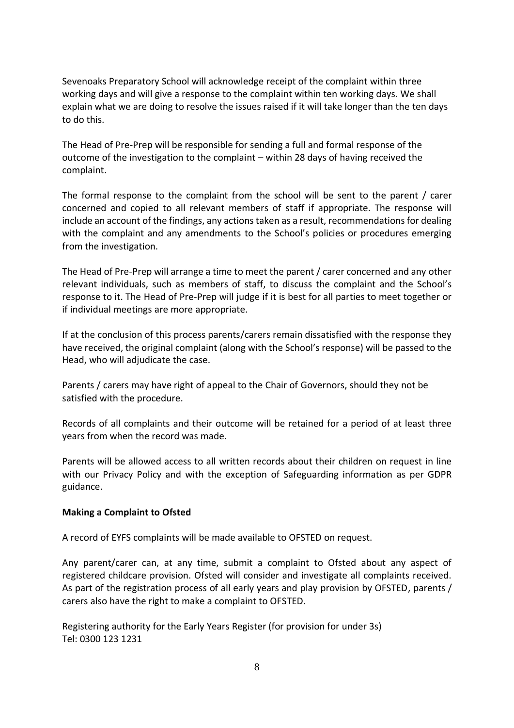Sevenoaks Preparatory School will acknowledge receipt of the complaint within three working days and will give a response to the complaint within ten working days. We shall explain what we are doing to resolve the issues raised if it will take longer than the ten days to do this.

The Head of Pre-Prep will be responsible for sending a full and formal response of the outcome of the investigation to the complaint – within 28 days of having received the complaint.

The formal response to the complaint from the school will be sent to the parent / carer concerned and copied to all relevant members of staff if appropriate. The response will include an account of the findings, any actions taken as a result, recommendations for dealing with the complaint and any amendments to the School's policies or procedures emerging from the investigation.

The Head of Pre-Prep will arrange a time to meet the parent / carer concerned and any other relevant individuals, such as members of staff, to discuss the complaint and the School's response to it. The Head of Pre-Prep will judge if it is best for all parties to meet together or if individual meetings are more appropriate.

If at the conclusion of this process parents/carers remain dissatisfied with the response they have received, the original complaint (along with the School's response) will be passed to the Head, who will adjudicate the case.

Parents / carers may have right of appeal to the Chair of Governors, should they not be satisfied with the procedure.

Records of all complaints and their outcome will be retained for a period of at least three years from when the record was made.

Parents will be allowed access to all written records about their children on request in line with our Privacy Policy and with the exception of Safeguarding information as per GDPR guidance.

**Making a Complaint to Ofsted**

A record of EYFS complaints will be made available to OFSTED on request.

Any parent/carer can, at any time, submit a complaint to Ofsted about any aspect of registered childcare provision. Ofsted will consider and investigate all complaints received. As part of the registration process of all early years and play provision by OFSTED, parents / carers also have the right to make a complaint to OFSTED.

Registering authority for the Early Years Register (for provision for under 3s)
Tel: 0300 123 1231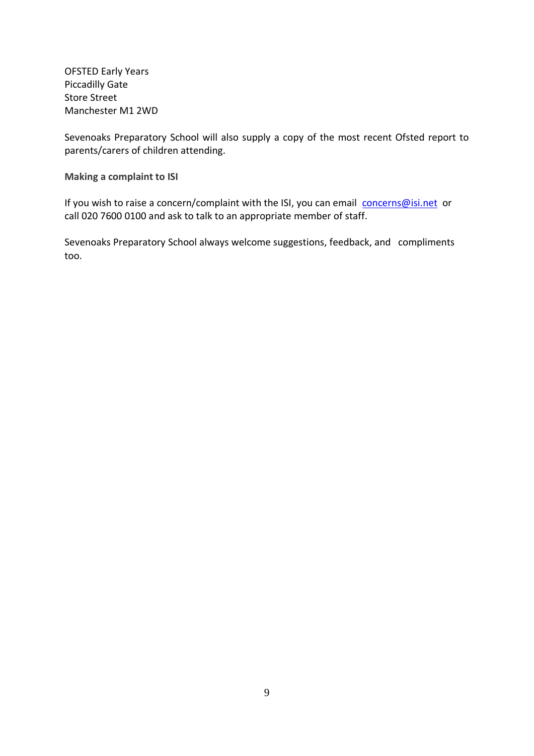OFSTED Early Years
Piccadilly Gate
Store Street
Manchester M1 2WD

Sevenoaks Preparatory School will also supply a copy of the most recent Ofsted report to parents/carers of children attending.

**Making a complaint to ISI**

If you wish to raise a concern/complaint with the ISI, you can email concerns@isi.net or call 020 7600 0100 and ask to talk to an appropriate member of staff.

Sevenoaks Preparatory School always welcome suggestions, feedback, and compliments too.